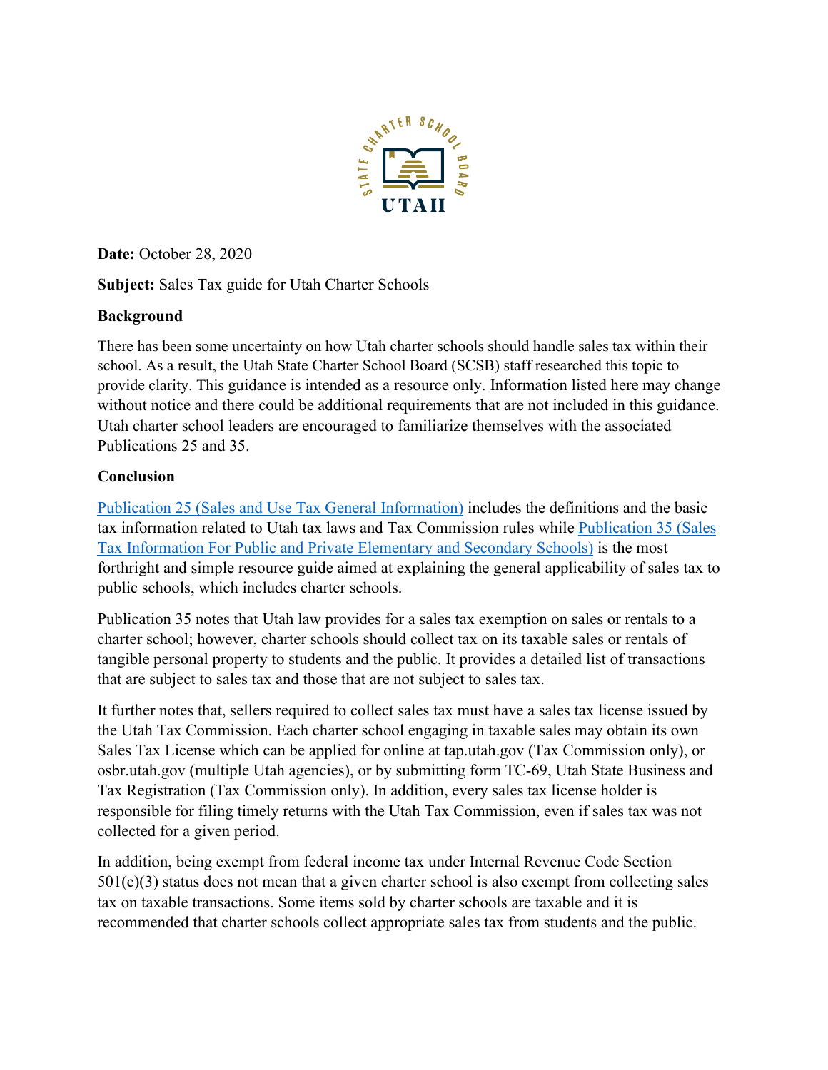**Date:** October 28, 2020

**Subject:** Sales Tax guide for Utah Charter Schools

**Background**

There has been some uncertainty on how Utah charter schools should handle sales tax within their school. As a result, the Utah State Charter School Board (SCSB) staff researched this topic to provide clarity. This guidance is intended as a resource only. Information listed here may change without notice and there could be additional requirements that are not included in this guidance. Utah charter school leaders are encouraged to familiarize themselves with the associated Publications 25 and 35.

**Conclusion**

Publication 25 (Sales and Use Tax General Information) includes the definitions and the basic tax information related to Utah tax laws and Tax Commission rules while Publication 35 (Sales Tax Information For Public and Private Elementary and Secondary Schools) is the most forthright and simple resource guide aimed at explaining the general applicability of sales tax to public schools, which includes charter schools.

Publication 35 notes that Utah law provides for a sales tax exemption on sales or rentals to a charter school; however, charter schools should collect tax on its taxable sales or rentals of tangible personal property to students and the public. It provides a detailed list of transactions that are subject to sales tax and those that are not subject to sales tax.

It further notes that, sellers required to collect sales tax must have a sales tax license issued by the Utah Tax Commission. Each charter school engaging in taxable sales may obtain its own Sales Tax License which can be applied for online at tap.utah.gov (Tax Commission only), or osbr.utah.gov (multiple Utah agencies), or by submitting form TC-69, Utah State Business and Tax Registration (Tax Commission only). In addition, every sales tax license holder is responsible for filing timely returns with the Utah Tax Commission, even if sales tax was not collected for a given period.

In addition, being exempt from federal income tax under Internal Revenue Code Section 501(c)(3) status does not mean that a given charter school is also exempt from collecting sales tax on taxable transactions. Some items sold by charter schools are taxable and it is recommended that charter schools collect appropriate sales tax from students and the public.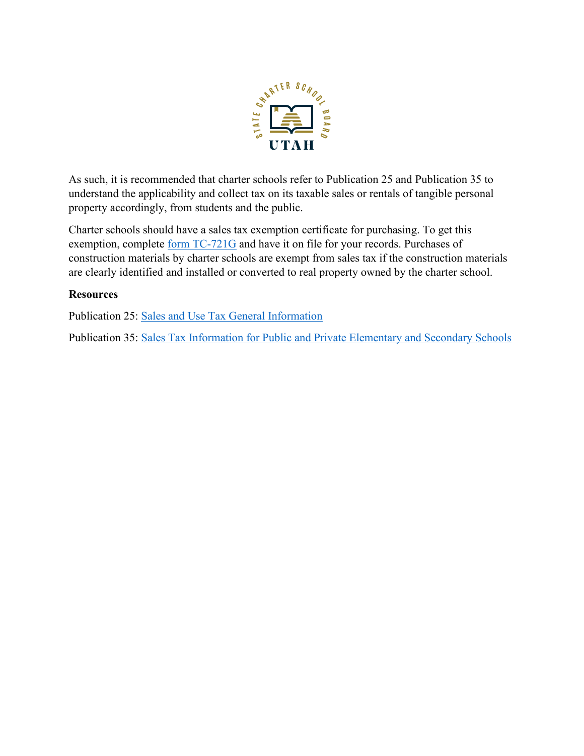As such, it is recommended that charter schools refer to Publication 25 and Publication 35 to understand the applicability and collect tax on its taxable sales or rentals of tangible personal property accordingly, from students and the public.

Charter schools should have a sales tax exemption certificate for purchasing. To get this exemption, complete form TC-721G and have it on file for your records. Purchases of construction materials by charter schools are exempt from sales tax if the construction materials are clearly identified and installed or converted to real property owned by the charter school.

**Resources**

Publication 25: Sales and Use Tax General Information

Publication 35: Sales Tax Information for Public and Private Elementary and Secondary Schools